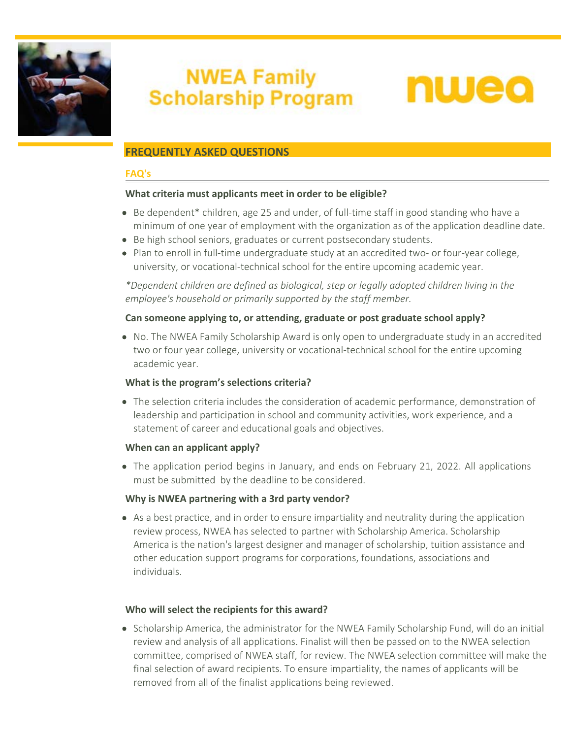# NWEA Family Scholarship Program

nwea

## FREQUENTLY ASKED QUESTIONS

### FAQ's

**What criteria must applicants meet in order to be eligible?**

- Be dependent* children, age 25 and under, of full-time staff in good standing who have a minimum of one year of employment with the organization as of the application deadline date.
- Be high school seniors, graduates or current postsecondary students.
- Plan to enroll in full-time undergraduate study at an accredited two- or four-year college, university, or vocational-technical school for the entire upcoming academic year.

*\*Dependent children are defined as biological, step or legally adopted children living in the employee's household or primarily supported by the staff member.*

**Can someone applying to, or attending, graduate or post graduate school apply?**

- No. The NWEA Family Scholarship Award is only open to undergraduate study in an accredited two or four year college, university or vocational-technical school for the entire upcoming academic year.

**What is the program's selections criteria?**

- The selection criteria includes the consideration of academic performance, demonstration of leadership and participation in school and community activities, work experience, and a statement of career and educational goals and objectives.

**When can an applicant apply?**

- The application period begins in January, and ends on February 21, 2022. All applications must be submitted by the deadline to be considered.

**Why is NWEA partnering with a 3rd party vendor?**

- As a best practice, and in order to ensure impartiality and neutrality during the application review process, NWEA has selected to partner with Scholarship America. Scholarship America is the nation's largest designer and manager of scholarship, tuition assistance and other education support programs for corporations, foundations, associations and individuals.

**Who will select the recipients for this award?**

- Scholarship America, the administrator for the NWEA Family Scholarship Fund, will do an initial review and analysis of all applications. Finalist will then be passed on to the NWEA selection committee, comprised of NWEA staff, for review. The NWEA selection committee will make the final selection of award recipients. To ensure impartiality, the names of applicants will be removed from all of the finalist applications being reviewed.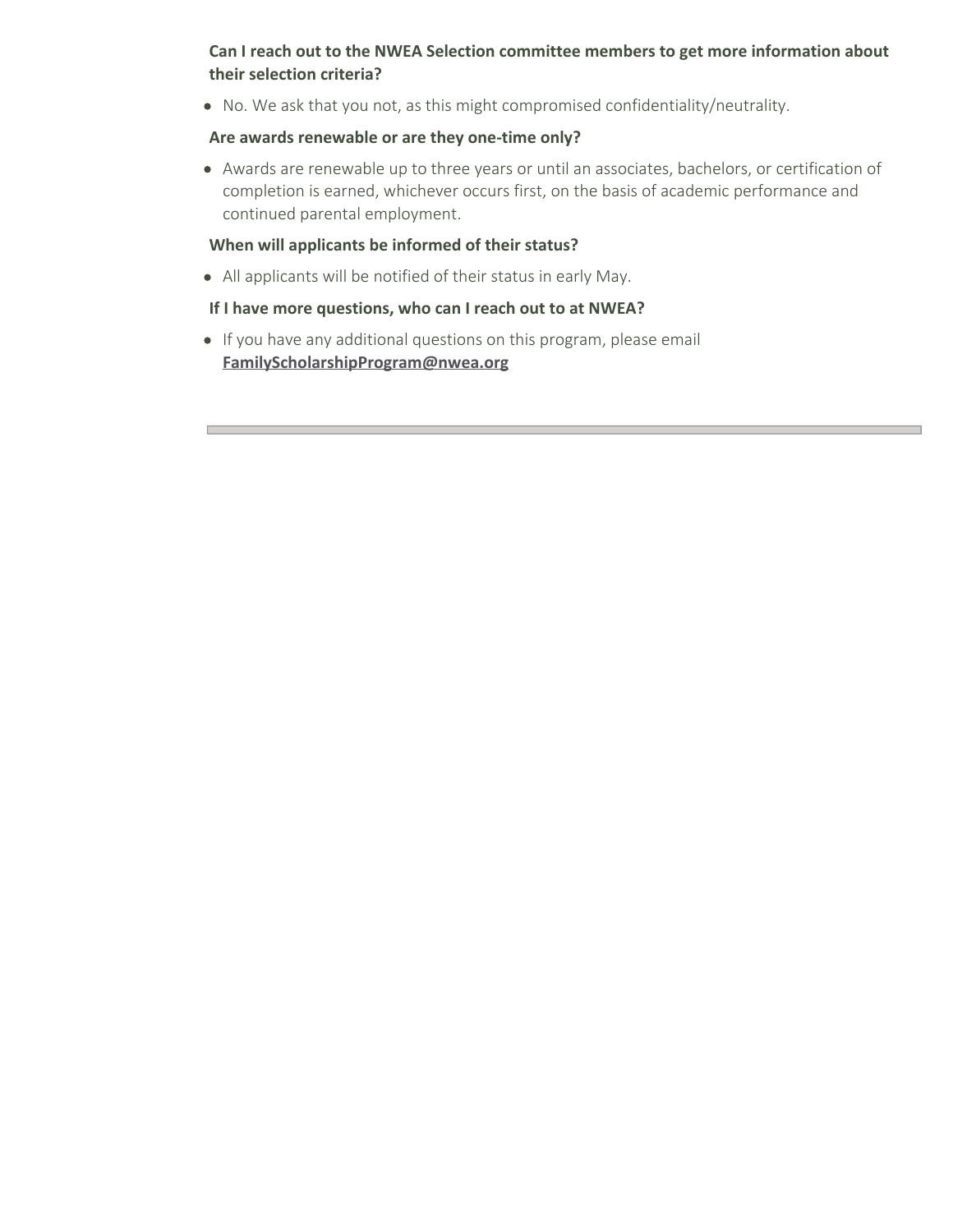**Can I reach out to the NWEA Selection committee members to get more information about their selection criteria?**

- No. We ask that you not, as this might compromised confidentiality/neutrality.

**Are awards renewable or are they one-time only?**

- Awards are renewable up to three years or until an associates, bachelors, or certification of completion is earned, whichever occurs first, on the basis of academic performance and continued parental employment.

**When will applicants be informed of their status?**

- All applicants will be notified of their status in early May.

**If I have more questions, who can I reach out to at NWEA?**

- If you have any additional questions on this program, please email **FamilyScholarshipProgram@nwea.org**

---